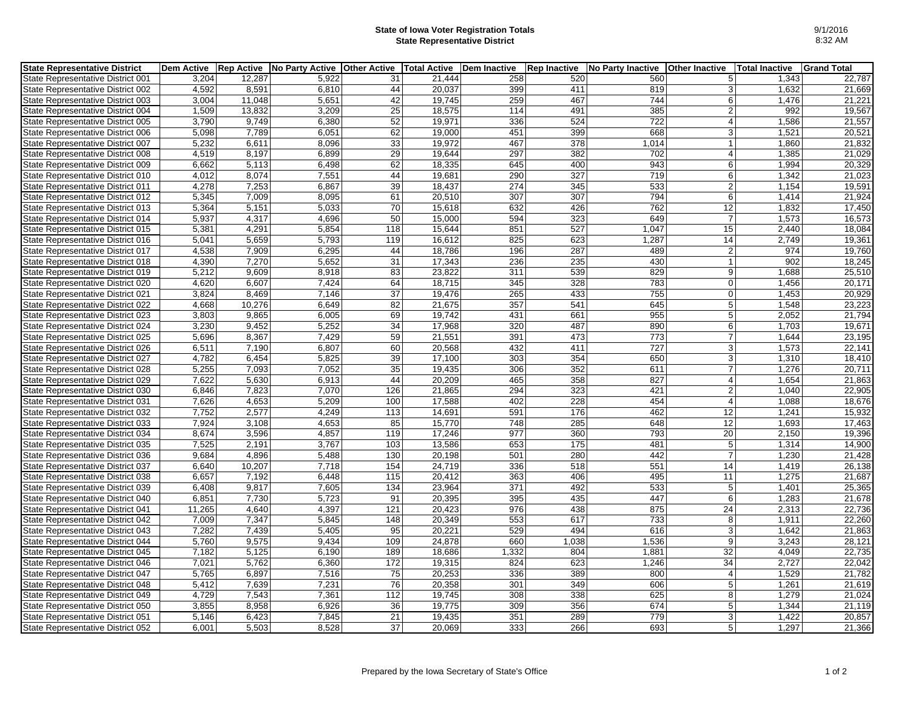# State of Iowa Voter Registration Totals
## State Representative District

9/1/2016
8:32 AM

| State Representative District | Dem Active | Rep Active | No Party Active | Other Active | Total Active | Dem Inactive | Rep Inactive | No Party Inactive | Other Inactive | Total Inactive | Grand Total |
|---|---|---|---|---|---|---|---|---|---|---|---|
| State Representative District 001 | 3,204 | 12,287 | 5,922 | 31 | 21,444 | 258 | 520 | 560 | 5 | 1,343 | 22,787 |
| State Representative District 002 | 4,592 | 8,591 | 6,810 | 44 | 20,037 | 399 | 411 | 819 | 3 | 1,632 | 21,669 |
| State Representative District 003 | 3,004 | 11,048 | 5,651 | 42 | 19,745 | 259 | 467 | 744 | 6 | 1,476 | 21,221 |
| State Representative District 004 | 1,509 | 13,832 | 3,209 | 25 | 18,575 | 114 | 491 | 385 | 2 | 992 | 19,567 |
| State Representative District 005 | 3,790 | 9,749 | 6,380 | 52 | 19,971 | 336 | 524 | 722 | 4 | 1,586 | 21,557 |
| State Representative District 006 | 5,098 | 7,789 | 6,051 | 62 | 19,000 | 451 | 399 | 668 | 3 | 1,521 | 20,521 |
| State Representative District 007 | 5,232 | 6,611 | 8,096 | 33 | 19,972 | 467 | 378 | 1,014 | 1 | 1,860 | 21,832 |
| State Representative District 008 | 4,519 | 8,197 | 6,899 | 29 | 19,644 | 297 | 382 | 702 | 4 | 1,385 | 21,029 |
| State Representative District 009 | 6,662 | 5,113 | 6,498 | 62 | 18,335 | 645 | 400 | 943 | 6 | 1,994 | 20,329 |
| State Representative District 010 | 4,012 | 8,074 | 7,551 | 44 | 19,681 | 290 | 327 | 719 | 6 | 1,342 | 21,023 |
| State Representative District 011 | 4,278 | 7,253 | 6,867 | 39 | 18,437 | 274 | 345 | 533 | 2 | 1,154 | 19,591 |
| State Representative District 012 | 5,345 | 7,009 | 8,095 | 61 | 20,510 | 307 | 307 | 794 | 6 | 1,414 | 21,924 |
| State Representative District 013 | 5,364 | 5,151 | 5,033 | 70 | 15,618 | 632 | 426 | 762 | 12 | 1,832 | 17,450 |
| State Representative District 014 | 5,937 | 4,317 | 4,696 | 50 | 15,000 | 594 | 323 | 649 | 7 | 1,573 | 16,573 |
| State Representative District 015 | 5,381 | 4,291 | 5,854 | 118 | 15,644 | 851 | 527 | 1,047 | 15 | 2,440 | 18,084 |
| State Representative District 016 | 5,041 | 5,659 | 5,793 | 119 | 16,612 | 825 | 623 | 1,287 | 14 | 2,749 | 19,361 |
| State Representative District 017 | 4,538 | 7,909 | 6,295 | 44 | 18,786 | 196 | 287 | 489 | 2 | 974 | 19,760 |
| State Representative District 018 | 4,390 | 7,270 | 5,652 | 31 | 17,343 | 236 | 235 | 430 | 1 | 902 | 18,245 |
| State Representative District 019 | 5,212 | 9,609 | 8,918 | 83 | 23,822 | 311 | 539 | 829 | 9 | 1,688 | 25,510 |
| State Representative District 020 | 4,620 | 6,607 | 7,424 | 64 | 18,715 | 345 | 328 | 783 | 0 | 1,456 | 20,171 |
| State Representative District 021 | 3,824 | 8,469 | 7,146 | 37 | 19,476 | 265 | 433 | 755 | 0 | 1,453 | 20,929 |
| State Representative District 022 | 4,668 | 10,276 | 6,649 | 82 | 21,675 | 357 | 541 | 645 | 5 | 1,548 | 23,223 |
| State Representative District 023 | 3,803 | 9,865 | 6,005 | 69 | 19,742 | 431 | 661 | 955 | 5 | 2,052 | 21,794 |
| State Representative District 024 | 3,230 | 9,452 | 5,252 | 34 | 17,968 | 320 | 487 | 890 | 6 | 1,703 | 19,671 |
| State Representative District 025 | 5,696 | 8,367 | 7,429 | 59 | 21,551 | 391 | 473 | 773 | 7 | 1,644 | 23,195 |
| State Representative District 026 | 6,511 | 7,190 | 6,807 | 60 | 20,568 | 432 | 411 | 727 | 3 | 1,573 | 22,141 |
| State Representative District 027 | 4,782 | 6,454 | 5,825 | 39 | 17,100 | 303 | 354 | 650 | 3 | 1,310 | 18,410 |
| State Representative District 028 | 5,255 | 7,093 | 7,052 | 35 | 19,435 | 306 | 352 | 611 | 7 | 1,276 | 20,711 |
| State Representative District 029 | 7,622 | 5,630 | 6,913 | 44 | 20,209 | 465 | 358 | 827 | 4 | 1,654 | 21,863 |
| State Representative District 030 | 6,846 | 7,823 | 7,070 | 126 | 21,865 | 294 | 323 | 421 | 2 | 1,040 | 22,905 |
| State Representative District 031 | 7,626 | 4,653 | 5,209 | 100 | 17,588 | 402 | 228 | 454 | 4 | 1,088 | 18,676 |
| State Representative District 032 | 7,752 | 2,577 | 4,249 | 113 | 14,691 | 591 | 176 | 462 | 12 | 1,241 | 15,932 |
| State Representative District 033 | 7,924 | 3,108 | 4,653 | 85 | 15,770 | 748 | 285 | 648 | 12 | 1,693 | 17,463 |
| State Representative District 034 | 8,674 | 3,596 | 4,857 | 119 | 17,246 | 977 | 360 | 793 | 20 | 2,150 | 19,396 |
| State Representative District 035 | 7,525 | 2,191 | 3,767 | 103 | 13,586 | 653 | 175 | 481 | 5 | 1,314 | 14,900 |
| State Representative District 036 | 9,684 | 4,896 | 5,488 | 130 | 20,198 | 501 | 280 | 442 | 7 | 1,230 | 21,428 |
| State Representative District 037 | 6,640 | 10,207 | 7,718 | 154 | 24,719 | 336 | 518 | 551 | 14 | 1,419 | 26,138 |
| State Representative District 038 | 6,657 | 7,192 | 6,448 | 115 | 20,412 | 363 | 406 | 495 | 11 | 1,275 | 21,687 |
| State Representative District 039 | 6,408 | 9,817 | 7,605 | 134 | 23,964 | 371 | 492 | 533 | 5 | 1,401 | 25,365 |
| State Representative District 040 | 6,851 | 7,730 | 5,723 | 91 | 20,395 | 395 | 435 | 447 | 6 | 1,283 | 21,678 |
| State Representative District 041 | 11,265 | 4,640 | 4,397 | 121 | 20,423 | 976 | 438 | 875 | 24 | 2,313 | 22,736 |
| State Representative District 042 | 7,009 | 7,347 | 5,845 | 148 | 20,349 | 553 | 617 | 733 | 8 | 1,911 | 22,260 |
| State Representative District 043 | 7,282 | 7,439 | 5,405 | 95 | 20,221 | 529 | 494 | 616 | 3 | 1,642 | 21,863 |
| State Representative District 044 | 5,760 | 9,575 | 9,434 | 109 | 24,878 | 660 | 1,038 | 1,536 | 9 | 3,243 | 28,121 |
| State Representative District 045 | 7,182 | 5,125 | 6,190 | 189 | 18,686 | 1,332 | 804 | 1,881 | 32 | 4,049 | 22,735 |
| State Representative District 046 | 7,021 | 5,762 | 6,360 | 172 | 19,315 | 824 | 623 | 1,246 | 34 | 2,727 | 22,042 |
| State Representative District 047 | 5,765 | 6,897 | 7,516 | 75 | 20,253 | 336 | 389 | 800 | 4 | 1,529 | 21,782 |
| State Representative District 048 | 5,412 | 7,639 | 7,231 | 76 | 20,358 | 301 | 349 | 606 | 5 | 1,261 | 21,619 |
| State Representative District 049 | 4,729 | 7,543 | 7,361 | 112 | 19,745 | 308 | 338 | 625 | 8 | 1,279 | 21,024 |
| State Representative District 050 | 3,855 | 8,958 | 6,926 | 36 | 19,775 | 309 | 356 | 674 | 5 | 1,344 | 21,119 |
| State Representative District 051 | 5,146 | 6,423 | 7,845 | 21 | 19,435 | 351 | 289 | 779 | 3 | 1,422 | 20,857 |
| State Representative District 052 | 6,001 | 5,503 | 8,528 | 37 | 20,069 | 333 | 266 | 693 | 5 | 1,297 | 21,366 |

Prepared by the Iowa Secretary of State's Office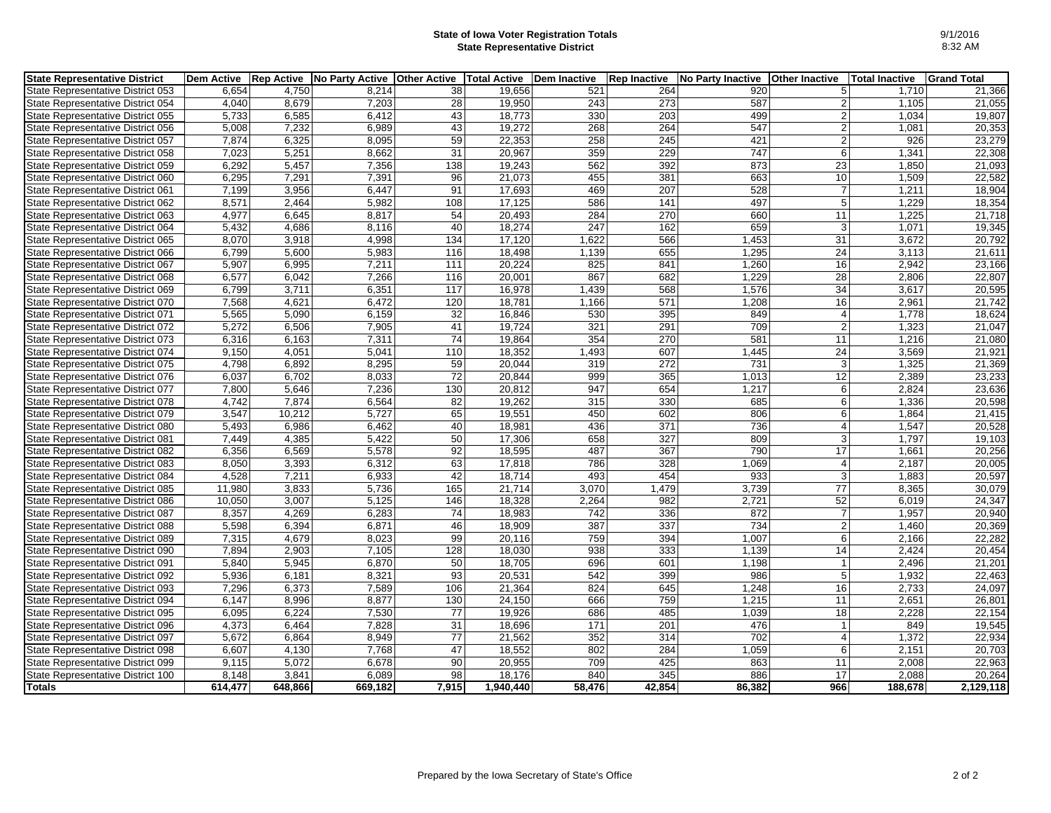# State of Iowa Voter Registration Totals
## State Representative District

9/1/2016
8:32 AM

| State Representative District | Dem Active | Rep Active | No Party Active | Other Active | Total Active | Dem Inactive | Rep Inactive | No Party Inactive | Other Inactive | Total Inactive | Grand Total |
|---|---|---|---|---|---|---|---|---|---|---|---|
| State Representative District 053 | 6,654 | 4,750 | 8,214 | 38 | 19,656 | 521 | 264 | 920 | 5 | 1,710 | 21,366 |
| State Representative District 054 | 4,040 | 8,679 | 7,203 | 28 | 19,950 | 243 | 273 | 587 | 2 | 1,105 | 21,055 |
| State Representative District 055 | 5,733 | 6,585 | 6,412 | 43 | 18,773 | 330 | 203 | 499 | 2 | 1,034 | 19,807 |
| State Representative District 056 | 5,008 | 7,232 | 6,989 | 43 | 19,272 | 268 | 264 | 547 | 2 | 1,081 | 20,353 |
| State Representative District 057 | 7,874 | 6,325 | 8,095 | 59 | 22,353 | 258 | 245 | 421 | 2 | 926 | 23,279 |
| State Representative District 058 | 7,023 | 5,251 | 8,662 | 31 | 20,967 | 359 | 229 | 747 | 6 | 1,341 | 22,308 |
| State Representative District 059 | 6,292 | 5,457 | 7,356 | 138 | 19,243 | 562 | 392 | 873 | 23 | 1,850 | 21,093 |
| State Representative District 060 | 6,295 | 7,291 | 7,391 | 96 | 21,073 | 455 | 381 | 663 | 10 | 1,509 | 22,582 |
| State Representative District 061 | 7,199 | 3,956 | 6,447 | 91 | 17,693 | 469 | 207 | 528 | 7 | 1,211 | 18,904 |
| State Representative District 062 | 8,571 | 2,464 | 5,982 | 108 | 17,125 | 586 | 141 | 497 | 5 | 1,229 | 18,354 |
| State Representative District 063 | 4,977 | 6,645 | 8,817 | 54 | 20,493 | 284 | 270 | 660 | 11 | 1,225 | 21,718 |
| State Representative District 064 | 5,432 | 4,686 | 8,116 | 40 | 18,274 | 247 | 162 | 659 | 3 | 1,071 | 19,345 |
| State Representative District 065 | 8,070 | 3,918 | 4,998 | 134 | 17,120 | 1,622 | 566 | 1,453 | 31 | 3,672 | 20,792 |
| State Representative District 066 | 6,799 | 5,600 | 5,983 | 116 | 18,498 | 1,139 | 655 | 1,295 | 24 | 3,113 | 21,611 |
| State Representative District 067 | 5,907 | 6,995 | 7,211 | 111 | 20,224 | 825 | 841 | 1,260 | 16 | 2,942 | 23,166 |
| State Representative District 068 | 6,577 | 6,042 | 7,266 | 116 | 20,001 | 867 | 682 | 1,229 | 28 | 2,806 | 22,807 |
| State Representative District 069 | 6,799 | 3,711 | 6,351 | 117 | 16,978 | 1,439 | 568 | 1,576 | 34 | 3,617 | 20,595 |
| State Representative District 070 | 7,568 | 4,621 | 6,472 | 120 | 18,781 | 1,166 | 571 | 1,208 | 16 | 2,961 | 21,742 |
| State Representative District 071 | 5,565 | 5,090 | 6,159 | 32 | 16,846 | 530 | 395 | 849 | 4 | 1,778 | 18,624 |
| State Representative District 072 | 5,272 | 6,506 | 7,905 | 41 | 19,724 | 321 | 291 | 709 | 2 | 1,323 | 21,047 |
| State Representative District 073 | 6,316 | 6,163 | 7,311 | 74 | 19,864 | 354 | 270 | 581 | 11 | 1,216 | 21,080 |
| State Representative District 074 | 9,150 | 4,051 | 5,041 | 110 | 18,352 | 1,493 | 607 | 1,445 | 24 | 3,569 | 21,921 |
| State Representative District 075 | 4,798 | 6,892 | 8,295 | 59 | 20,044 | 319 | 272 | 731 | 3 | 1,325 | 21,369 |
| State Representative District 076 | 6,037 | 6,702 | 8,033 | 72 | 20,844 | 999 | 365 | 1,013 | 12 | 2,389 | 23,233 |
| State Representative District 077 | 7,800 | 5,646 | 7,236 | 130 | 20,812 | 947 | 654 | 1,217 | 6 | 2,824 | 23,636 |
| State Representative District 078 | 4,742 | 7,874 | 6,564 | 82 | 19,262 | 315 | 330 | 685 | 6 | 1,336 | 20,598 |
| State Representative District 079 | 3,547 | 10,212 | 5,727 | 65 | 19,551 | 450 | 602 | 806 | 6 | 1,864 | 21,415 |
| State Representative District 080 | 5,493 | 6,986 | 6,462 | 40 | 18,981 | 436 | 371 | 736 | 4 | 1,547 | 20,528 |
| State Representative District 081 | 7,449 | 4,385 | 5,422 | 50 | 17,306 | 658 | 327 | 809 | 3 | 1,797 | 19,103 |
| State Representative District 082 | 6,356 | 6,569 | 5,578 | 92 | 18,595 | 487 | 367 | 790 | 17 | 1,661 | 20,256 |
| State Representative District 083 | 8,050 | 3,393 | 6,312 | 63 | 17,818 | 786 | 328 | 1,069 | 4 | 2,187 | 20,005 |
| State Representative District 084 | 4,528 | 7,211 | 6,933 | 42 | 18,714 | 493 | 454 | 933 | 3 | 1,883 | 20,597 |
| State Representative District 085 | 11,980 | 3,833 | 5,736 | 165 | 21,714 | 3,070 | 1,479 | 3,739 | 77 | 8,365 | 30,079 |
| State Representative District 086 | 10,050 | 3,007 | 5,125 | 146 | 18,328 | 2,264 | 982 | 2,721 | 52 | 6,019 | 24,347 |
| State Representative District 087 | 8,357 | 4,269 | 6,283 | 74 | 18,983 | 742 | 336 | 872 | 7 | 1,957 | 20,940 |
| State Representative District 088 | 5,598 | 6,394 | 6,871 | 46 | 18,909 | 387 | 337 | 734 | 2 | 1,460 | 20,369 |
| State Representative District 089 | 7,315 | 4,679 | 8,023 | 99 | 20,116 | 759 | 394 | 1,007 | 6 | 2,166 | 22,282 |
| State Representative District 090 | 7,894 | 2,903 | 7,105 | 128 | 18,030 | 938 | 333 | 1,139 | 14 | 2,424 | 20,454 |
| State Representative District 091 | 5,840 | 5,945 | 6,870 | 50 | 18,705 | 696 | 601 | 1,198 | 1 | 2,496 | 21,201 |
| State Representative District 092 | 5,936 | 6,181 | 8,321 | 93 | 20,531 | 542 | 399 | 986 | 5 | 1,932 | 22,463 |
| State Representative District 093 | 7,296 | 6,373 | 7,589 | 106 | 21,364 | 824 | 645 | 1,248 | 16 | 2,733 | 24,097 |
| State Representative District 094 | 6,147 | 8,996 | 8,877 | 130 | 24,150 | 666 | 759 | 1,215 | 11 | 2,651 | 26,801 |
| State Representative District 095 | 6,095 | 6,224 | 7,530 | 77 | 19,926 | 686 | 485 | 1,039 | 18 | 2,228 | 22,154 |
| State Representative District 096 | 4,373 | 6,464 | 7,828 | 31 | 18,696 | 171 | 201 | 476 | 1 | 849 | 19,545 |
| State Representative District 097 | 5,672 | 6,864 | 8,949 | 77 | 21,562 | 352 | 314 | 702 | 4 | 1,372 | 22,934 |
| State Representative District 098 | 6,607 | 4,130 | 7,768 | 47 | 18,552 | 802 | 284 | 1,059 | 6 | 2,151 | 20,703 |
| State Representative District 099 | 9,115 | 5,072 | 6,678 | 90 | 20,955 | 709 | 425 | 863 | 11 | 2,008 | 22,963 |
| State Representative District 100 | 8,148 | 3,841 | 6,089 | 98 | 18,176 | 840 | 345 | 886 | 17 | 2,088 | 20,264 |
| **Totals** | **614,477** | **648,866** | **669,182** | **7,915** | **1,940,440** | **58,476** | **42,854** | **86,382** | **966** | **188,678** | **2,129,118** |

Prepared by the Iowa Secretary of State's Office